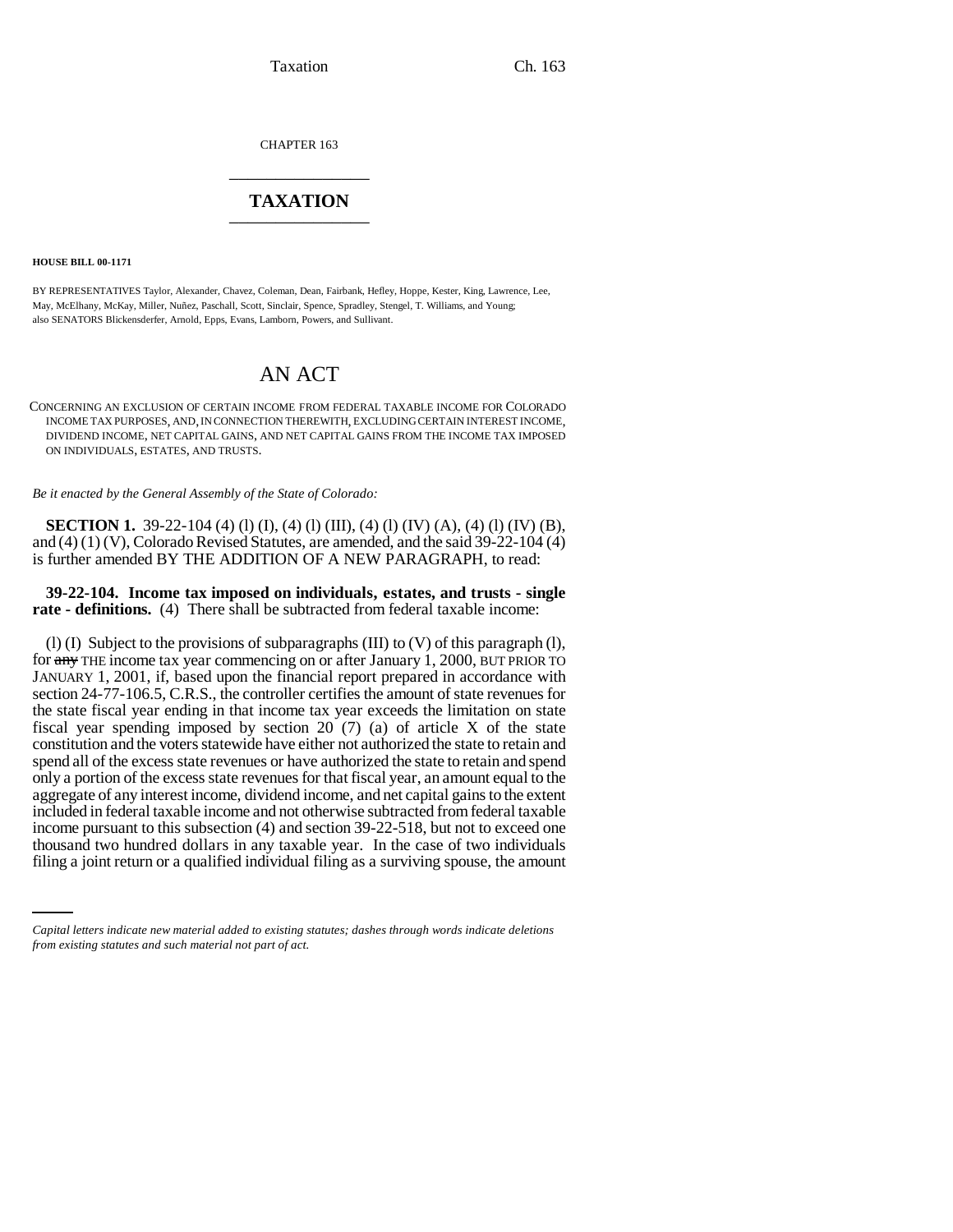CHAPTER 163

# TAXATION

**HOUSE BILL 00-1171**

BY REPRESENTATIVES Taylor, Alexander, Chavez, Coleman, Dean, Fairbank, Hefley, Hoppe, Kester, King, Lawrence, Lee, May, McElhany, McKay, Miller, Nuñez, Paschall, Scott, Sinclair, Spence, Spradley, Stengel, T. Williams, and Young; also SENATORS Blickensderfer, Arnold, Epps, Evans, Lamborn, Powers, and Sullivant.

## AN ACT

CONCERNING AN EXCLUSION OF CERTAIN INCOME FROM FEDERAL TAXABLE INCOME FOR COLORADO INCOME TAX PURPOSES, AND, IN CONNECTION THEREWITH, EXCLUDING CERTAIN INTEREST INCOME, DIVIDEND INCOME, NET CAPITAL GAINS, AND NET CAPITAL GAINS FROM THE INCOME TAX IMPOSED ON INDIVIDUALS, ESTATES, AND TRUSTS.

*Be it enacted by the General Assembly of the State of Colorado:*

**SECTION 1.** 39-22-104 (4) (l) (I), (4) (l) (III), (4) (l) (IV) (A), (4) (l) (IV) (B), and (4) (1) (V), Colorado Revised Statutes, are amended, and the said 39-22-104 (4) is further amended BY THE ADDITION OF A NEW PARAGRAPH, to read:

**39-22-104. Income tax imposed on individuals, estates, and trusts - single rate - definitions.** (4) There shall be subtracted from federal taxable income:

(l) (I) Subject to the provisions of subparagraphs (III) to (V) of this paragraph (l), for ~~any~~ THE income tax year commencing on or after January 1, 2000, BUT PRIOR TO JANUARY 1, 2001, if, based upon the financial report prepared in accordance with section 24-77-106.5, C.R.S., the controller certifies the amount of state revenues for the state fiscal year ending in that income tax year exceeds the limitation on state fiscal year spending imposed by section 20 (7) (a) of article X of the state constitution and the voters statewide have either not authorized the state to retain and spend all of the excess state revenues or have authorized the state to retain and spend only a portion of the excess state revenues for that fiscal year, an amount equal to the aggregate of any interest income, dividend income, and net capital gains to the extent included in federal taxable income and not otherwise subtracted from federal taxable income pursuant to this subsection (4) and section 39-22-518, but not to exceed one thousand two hundred dollars in any taxable year. In the case of two individuals filing a joint return or a qualified individual filing as a surviving spouse, the amount

*Capital letters indicate new material added to existing statutes; dashes through words indicate deletions from existing statutes and such material not part of act.*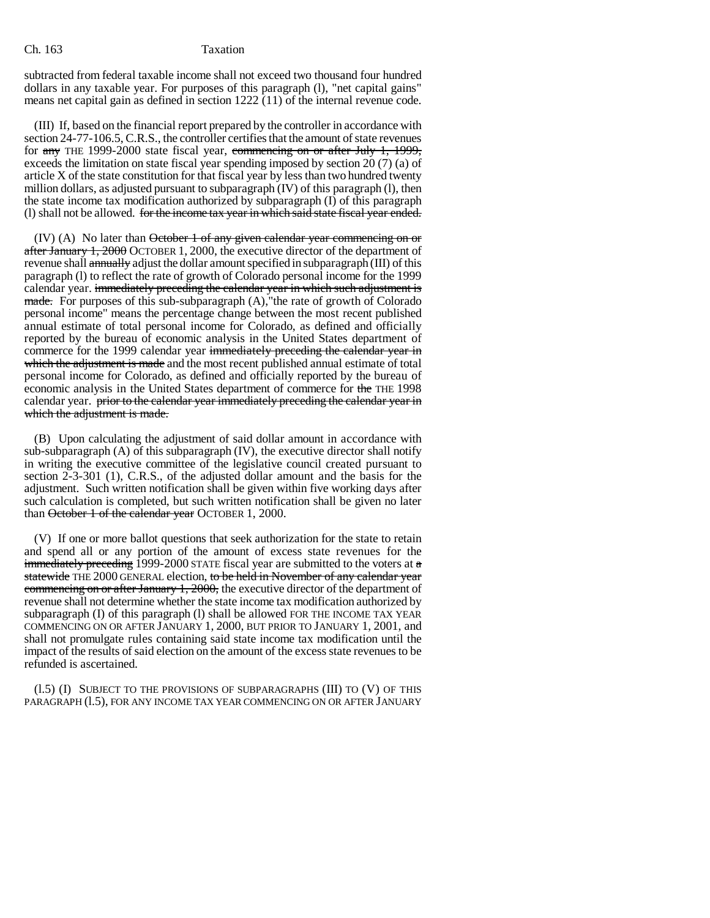subtracted from federal taxable income shall not exceed two thousand four hundred dollars in any taxable year. For purposes of this paragraph (l), "net capital gains" means net capital gain as defined in section 1222 (11) of the internal revenue code.

(III) If, based on the financial report prepared by the controller in accordance with section 24-77-106.5, C.R.S., the controller certifies that the amount of state revenues for ~~any~~ THE 1999-2000 state fiscal year, ~~commencing on or after July 1, 1999,~~ exceeds the limitation on state fiscal year spending imposed by section 20 (7) (a) of article X of the state constitution for that fiscal year by less than two hundred twenty million dollars, as adjusted pursuant to subparagraph (IV) of this paragraph (l), then the state income tax modification authorized by subparagraph (I) of this paragraph (l) shall not be allowed. ~~for the income tax year in which said state fiscal year ended.~~

(IV) (A) No later than ~~October 1 of any given calendar year commencing on or after January 1, 2000~~ OCTOBER 1, 2000, the executive director of the department of revenue shall ~~annually~~ adjust the dollar amount specified in subparagraph (III) of this paragraph (l) to reflect the rate of growth of Colorado personal income for the 1999 calendar year. ~~immediately preceding the calendar year in which such adjustment is made.~~ For purposes of this sub-subparagraph (A),"the rate of growth of Colorado personal income" means the percentage change between the most recent published annual estimate of total personal income for Colorado, as defined and officially reported by the bureau of economic analysis in the United States department of commerce for the 1999 calendar year ~~immediately preceding the calendar year in which the adjustment is made~~ and the most recent published annual estimate of total personal income for Colorado, as defined and officially reported by the bureau of economic analysis in the United States department of commerce for ~~the~~ THE 1998 calendar year. ~~prior to the calendar year immediately preceding the calendar year in which the adjustment is made.~~

(B) Upon calculating the adjustment of said dollar amount in accordance with sub-subparagraph (A) of this subparagraph (IV), the executive director shall notify in writing the executive committee of the legislative council created pursuant to section 2-3-301 (1), C.R.S., of the adjusted dollar amount and the basis for the adjustment. Such written notification shall be given within five working days after such calculation is completed, but such written notification shall be given no later than ~~October 1 of the calendar year~~ OCTOBER 1, 2000.

(V) If one or more ballot questions that seek authorization for the state to retain and spend all or any portion of the amount of excess state revenues for the ~~immediately preceding~~ 1999-2000 STATE fiscal year are submitted to the voters at ~~a statewide~~ THE 2000 GENERAL election, ~~to be held in November of any calendar year commencing on or after January 1, 2000,~~ the executive director of the department of revenue shall not determine whether the state income tax modification authorized by subparagraph (I) of this paragraph (l) shall be allowed FOR THE INCOME TAX YEAR COMMENCING ON OR AFTER JANUARY 1, 2000, BUT PRIOR TO JANUARY 1, 2001, and shall not promulgate rules containing said state income tax modification until the impact of the results of said election on the amount of the excess state revenues to be refunded is ascertained.

(l.5) (I) SUBJECT TO THE PROVISIONS OF SUBPARAGRAPHS (III) TO (V) OF THIS PARAGRAPH (l.5), FOR ANY INCOME TAX YEAR COMMENCING ON OR AFTER JANUARY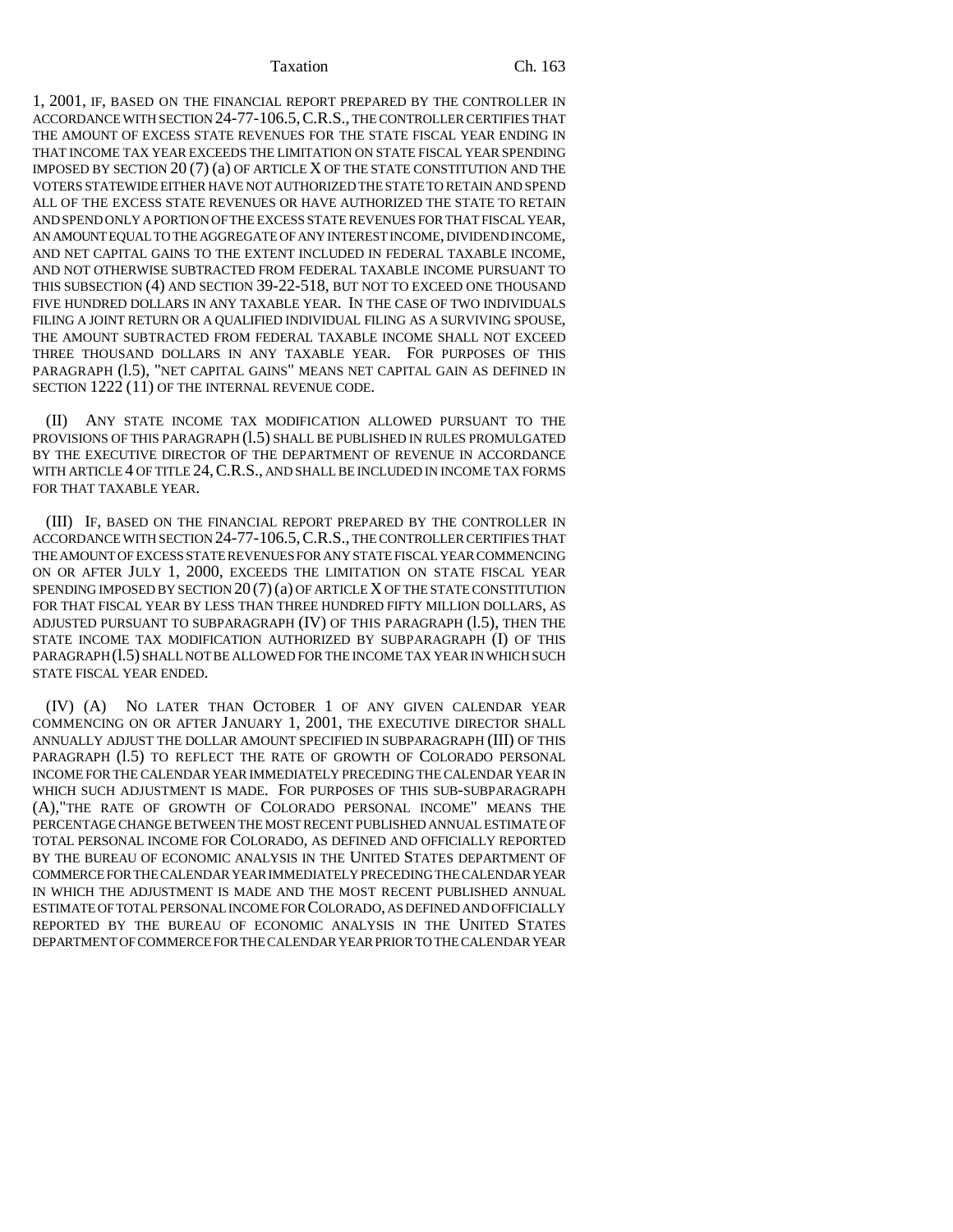1, 2001, IF, BASED ON THE FINANCIAL REPORT PREPARED BY THE CONTROLLER IN ACCORDANCE WITH SECTION 24-77-106.5, C.R.S., THE CONTROLLER CERTIFIES THAT THE AMOUNT OF EXCESS STATE REVENUES FOR THE STATE FISCAL YEAR ENDING IN THAT INCOME TAX YEAR EXCEEDS THE LIMITATION ON STATE FISCAL YEAR SPENDING IMPOSED BY SECTION 20 (7) (a) OF ARTICLE X OF THE STATE CONSTITUTION AND THE VOTERS STATEWIDE EITHER HAVE NOT AUTHORIZED THE STATE TO RETAIN AND SPEND ALL OF THE EXCESS STATE REVENUES OR HAVE AUTHORIZED THE STATE TO RETAIN AND SPEND ONLY A PORTION OF THE EXCESS STATE REVENUES FOR THAT FISCAL YEAR, AN AMOUNT EQUAL TO THE AGGREGATE OF ANY INTEREST INCOME, DIVIDEND INCOME, AND NET CAPITAL GAINS TO THE EXTENT INCLUDED IN FEDERAL TAXABLE INCOME, AND NOT OTHERWISE SUBTRACTED FROM FEDERAL TAXABLE INCOME PURSUANT TO THIS SUBSECTION (4) AND SECTION 39-22-518, BUT NOT TO EXCEED ONE THOUSAND FIVE HUNDRED DOLLARS IN ANY TAXABLE YEAR. IN THE CASE OF TWO INDIVIDUALS FILING A JOINT RETURN OR A QUALIFIED INDIVIDUAL FILING AS A SURVIVING SPOUSE, THE AMOUNT SUBTRACTED FROM FEDERAL TAXABLE INCOME SHALL NOT EXCEED THREE THOUSAND DOLLARS IN ANY TAXABLE YEAR. FOR PURPOSES OF THIS PARAGRAPH (l.5), "NET CAPITAL GAINS" MEANS NET CAPITAL GAIN AS DEFINED IN SECTION 1222 (11) OF THE INTERNAL REVENUE CODE.

(II) ANY STATE INCOME TAX MODIFICATION ALLOWED PURSUANT TO THE PROVISIONS OF THIS PARAGRAPH (l.5) SHALL BE PUBLISHED IN RULES PROMULGATED BY THE EXECUTIVE DIRECTOR OF THE DEPARTMENT OF REVENUE IN ACCORDANCE WITH ARTICLE 4 OF TITLE 24, C.R.S., AND SHALL BE INCLUDED IN INCOME TAX FORMS FOR THAT TAXABLE YEAR.

(III) IF, BASED ON THE FINANCIAL REPORT PREPARED BY THE CONTROLLER IN ACCORDANCE WITH SECTION 24-77-106.5, C.R.S., THE CONTROLLER CERTIFIES THAT THE AMOUNT OF EXCESS STATE REVENUES FOR ANY STATE FISCAL YEAR COMMENCING ON OR AFTER JULY 1, 2000, EXCEEDS THE LIMITATION ON STATE FISCAL YEAR SPENDING IMPOSED BY SECTION 20 (7) (a) OF ARTICLE X OF THE STATE CONSTITUTION FOR THAT FISCAL YEAR BY LESS THAN THREE HUNDRED FIFTY MILLION DOLLARS, AS ADJUSTED PURSUANT TO SUBPARAGRAPH (IV) OF THIS PARAGRAPH (l.5), THEN THE STATE INCOME TAX MODIFICATION AUTHORIZED BY SUBPARAGRAPH (I) OF THIS PARAGRAPH (l.5) SHALL NOT BE ALLOWED FOR THE INCOME TAX YEAR IN WHICH SUCH STATE FISCAL YEAR ENDED.

(IV) (A) NO LATER THAN OCTOBER 1 OF ANY GIVEN CALENDAR YEAR COMMENCING ON OR AFTER JANUARY 1, 2001, THE EXECUTIVE DIRECTOR SHALL ANNUALLY ADJUST THE DOLLAR AMOUNT SPECIFIED IN SUBPARAGRAPH (III) OF THIS PARAGRAPH (l.5) TO REFLECT THE RATE OF GROWTH OF COLORADO PERSONAL INCOME FOR THE CALENDAR YEAR IMMEDIATELY PRECEDING THE CALENDAR YEAR IN WHICH SUCH ADJUSTMENT IS MADE. FOR PURPOSES OF THIS SUB-SUBPARAGRAPH (A), "THE RATE OF GROWTH OF COLORADO PERSONAL INCOME" MEANS THE PERCENTAGE CHANGE BETWEEN THE MOST RECENT PUBLISHED ANNUAL ESTIMATE OF TOTAL PERSONAL INCOME FOR COLORADO, AS DEFINED AND OFFICIALLY REPORTED BY THE BUREAU OF ECONOMIC ANALYSIS IN THE UNITED STATES DEPARTMENT OF COMMERCE FOR THE CALENDAR YEAR IMMEDIATELY PRECEDING THE CALENDAR YEAR IN WHICH THE ADJUSTMENT IS MADE AND THE MOST RECENT PUBLISHED ANNUAL ESTIMATE OF TOTAL PERSONAL INCOME FOR COLORADO, AS DEFINED AND OFFICIALLY REPORTED BY THE BUREAU OF ECONOMIC ANALYSIS IN THE UNITED STATES DEPARTMENT OF COMMERCE FOR THE CALENDAR YEAR PRIOR TO THE CALENDAR YEAR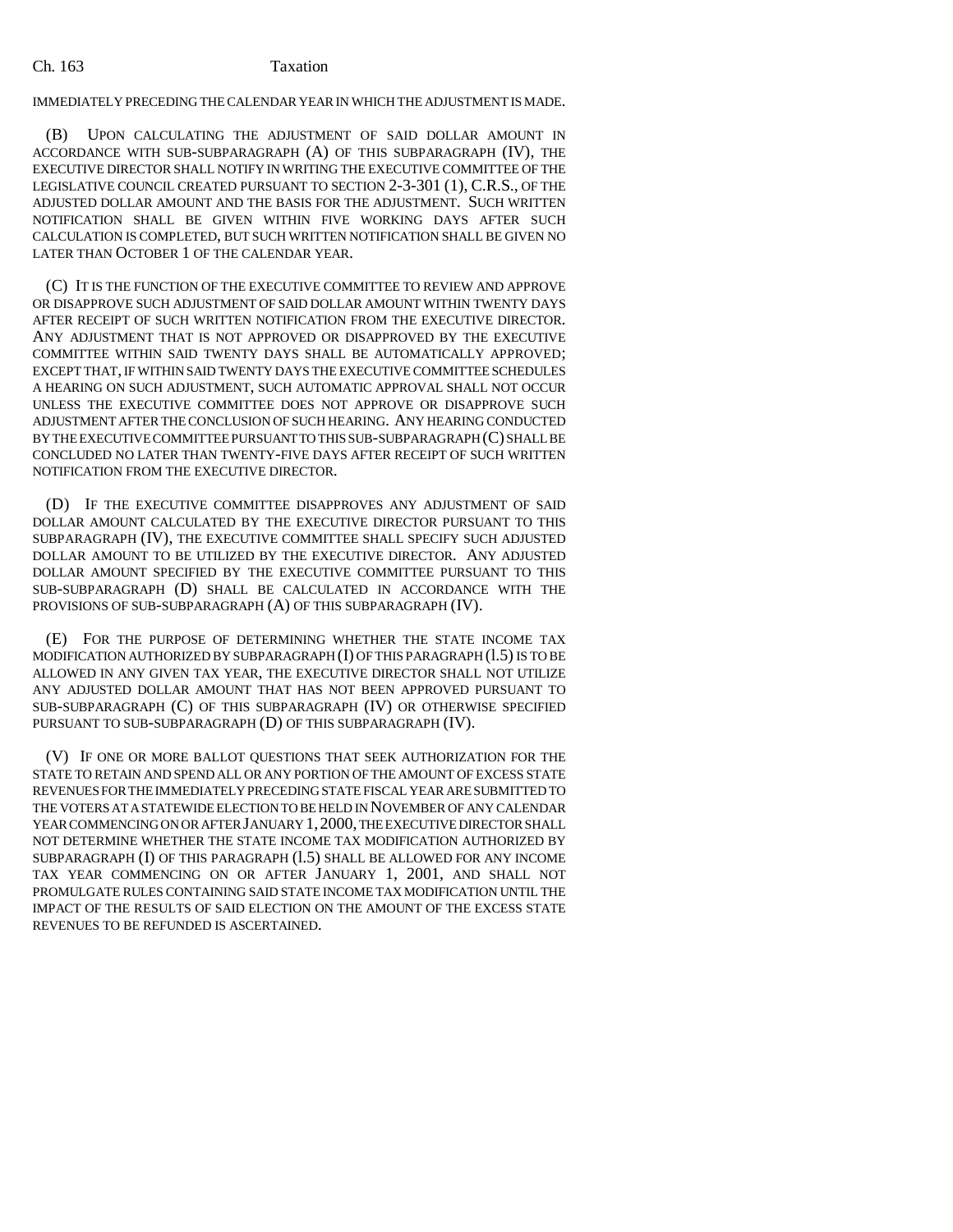IMMEDIATELY PRECEDING THE CALENDAR YEAR IN WHICH THE ADJUSTMENT IS MADE.

(B) UPON CALCULATING THE ADJUSTMENT OF SAID DOLLAR AMOUNT IN ACCORDANCE WITH SUB-SUBPARAGRAPH (A) OF THIS SUBPARAGRAPH (IV), THE EXECUTIVE DIRECTOR SHALL NOTIFY IN WRITING THE EXECUTIVE COMMITTEE OF THE LEGISLATIVE COUNCIL CREATED PURSUANT TO SECTION 2-3-301 (1), C.R.S., OF THE ADJUSTED DOLLAR AMOUNT AND THE BASIS FOR THE ADJUSTMENT. SUCH WRITTEN NOTIFICATION SHALL BE GIVEN WITHIN FIVE WORKING DAYS AFTER SUCH CALCULATION IS COMPLETED, BUT SUCH WRITTEN NOTIFICATION SHALL BE GIVEN NO LATER THAN OCTOBER 1 OF THE CALENDAR YEAR.

(C) IT IS THE FUNCTION OF THE EXECUTIVE COMMITTEE TO REVIEW AND APPROVE OR DISAPPROVE SUCH ADJUSTMENT OF SAID DOLLAR AMOUNT WITHIN TWENTY DAYS AFTER RECEIPT OF SUCH WRITTEN NOTIFICATION FROM THE EXECUTIVE DIRECTOR. ANY ADJUSTMENT THAT IS NOT APPROVED OR DISAPPROVED BY THE EXECUTIVE COMMITTEE WITHIN SAID TWENTY DAYS SHALL BE AUTOMATICALLY APPROVED; EXCEPT THAT, IF WITHIN SAID TWENTY DAYS THE EXECUTIVE COMMITTEE SCHEDULES A HEARING ON SUCH ADJUSTMENT, SUCH AUTOMATIC APPROVAL SHALL NOT OCCUR UNLESS THE EXECUTIVE COMMITTEE DOES NOT APPROVE OR DISAPPROVE SUCH ADJUSTMENT AFTER THE CONCLUSION OF SUCH HEARING. ANY HEARING CONDUCTED BY THE EXECUTIVE COMMITTEE PURSUANT TO THIS SUB-SUBPARAGRAPH (C) SHALL BE CONCLUDED NO LATER THAN TWENTY-FIVE DAYS AFTER RECEIPT OF SUCH WRITTEN NOTIFICATION FROM THE EXECUTIVE DIRECTOR.

(D) IF THE EXECUTIVE COMMITTEE DISAPPROVES ANY ADJUSTMENT OF SAID DOLLAR AMOUNT CALCULATED BY THE EXECUTIVE DIRECTOR PURSUANT TO THIS SUBPARAGRAPH (IV), THE EXECUTIVE COMMITTEE SHALL SPECIFY SUCH ADJUSTED DOLLAR AMOUNT TO BE UTILIZED BY THE EXECUTIVE DIRECTOR. ANY ADJUSTED DOLLAR AMOUNT SPECIFIED BY THE EXECUTIVE COMMITTEE PURSUANT TO THIS SUB-SUBPARAGRAPH (D) SHALL BE CALCULATED IN ACCORDANCE WITH THE PROVISIONS OF SUB-SUBPARAGRAPH (A) OF THIS SUBPARAGRAPH (IV).

(E) FOR THE PURPOSE OF DETERMINING WHETHER THE STATE INCOME TAX MODIFICATION AUTHORIZED BY SUBPARAGRAPH (I) OF THIS PARAGRAPH (l.5) IS TO BE ALLOWED IN ANY GIVEN TAX YEAR, THE EXECUTIVE DIRECTOR SHALL NOT UTILIZE ANY ADJUSTED DOLLAR AMOUNT THAT HAS NOT BEEN APPROVED PURSUANT TO SUB-SUBPARAGRAPH (C) OF THIS SUBPARAGRAPH (IV) OR OTHERWISE SPECIFIED PURSUANT TO SUB-SUBPARAGRAPH (D) OF THIS SUBPARAGRAPH (IV).

(V) IF ONE OR MORE BALLOT QUESTIONS THAT SEEK AUTHORIZATION FOR THE STATE TO RETAIN AND SPEND ALL OR ANY PORTION OF THE AMOUNT OF EXCESS STATE REVENUES FOR THE IMMEDIATELY PRECEDING STATE FISCAL YEAR ARE SUBMITTED TO THE VOTERS AT A STATEWIDE ELECTION TO BE HELD IN NOVEMBER OF ANY CALENDAR YEAR COMMENCING ON OR AFTER JANUARY 1, 2000, THE EXECUTIVE DIRECTOR SHALL NOT DETERMINE WHETHER THE STATE INCOME TAX MODIFICATION AUTHORIZED BY SUBPARAGRAPH (I) OF THIS PARAGRAPH (l.5) SHALL BE ALLOWED FOR ANY INCOME TAX YEAR COMMENCING ON OR AFTER JANUARY 1, 2001, AND SHALL NOT PROMULGATE RULES CONTAINING SAID STATE INCOME TAX MODIFICATION UNTIL THE IMPACT OF THE RESULTS OF SAID ELECTION ON THE AMOUNT OF THE EXCESS STATE REVENUES TO BE REFUNDED IS ASCERTAINED.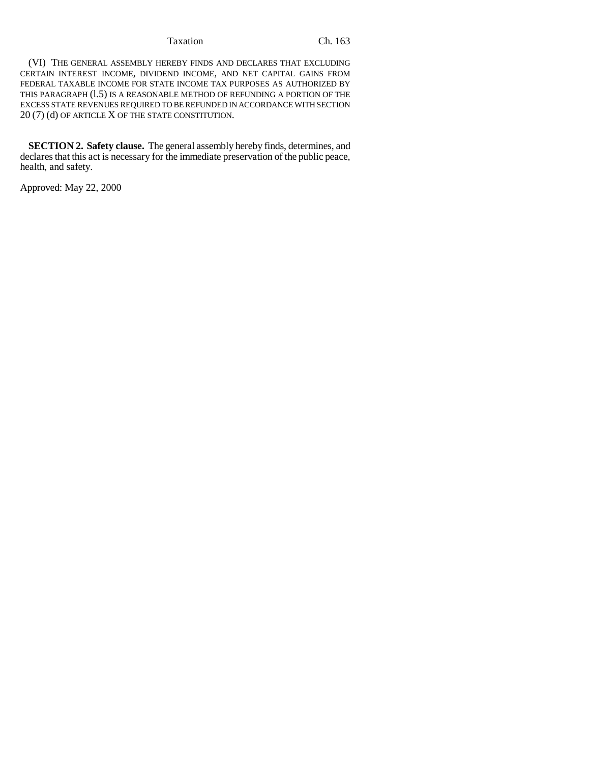(VI) THE GENERAL ASSEMBLY HEREBY FINDS AND DECLARES THAT EXCLUDING CERTAIN INTEREST INCOME, DIVIDEND INCOME, AND NET CAPITAL GAINS FROM FEDERAL TAXABLE INCOME FOR STATE INCOME TAX PURPOSES AS AUTHORIZED BY THIS PARAGRAPH (l.5) IS A REASONABLE METHOD OF REFUNDING A PORTION OF THE EXCESS STATE REVENUES REQUIRED TO BE REFUNDED IN ACCORDANCE WITH SECTION 20 (7) (d) OF ARTICLE X OF THE STATE CONSTITUTION.

**SECTION 2. Safety clause.** The general assembly hereby finds, determines, and declares that this act is necessary for the immediate preservation of the public peace, health, and safety.

Approved: May 22, 2000